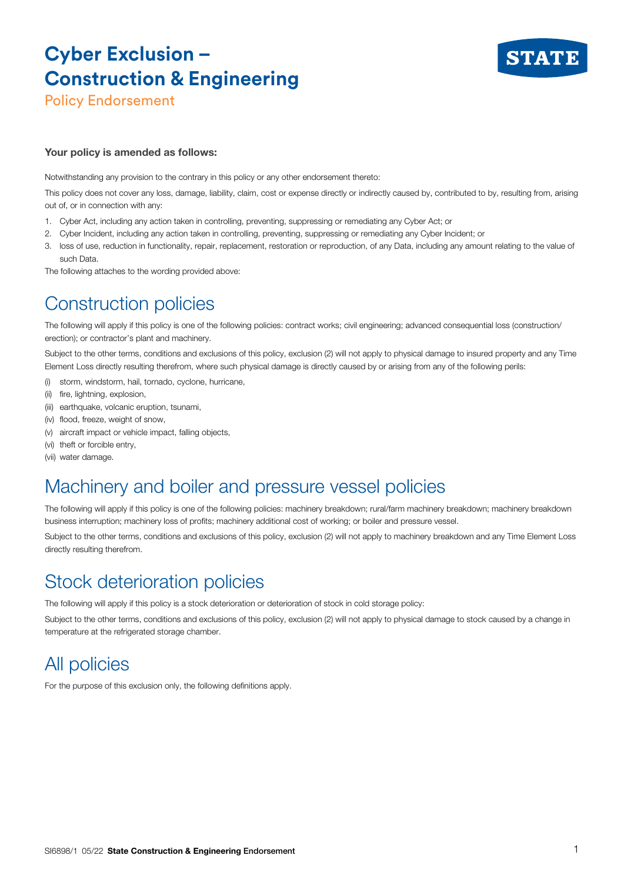# Cyber Exclusion – Construction & Engineering

Policy Endorsement

**Your policy is amended as follows:**

Notwithstanding any provision to the contrary in this policy or any other endorsement thereto:

This policy does not cover any loss, damage, liability, claim, cost or expense directly or indirectly caused by, contributed to by, resulting from, arising out of, or in connection with any:

1. Cyber Act, including any action taken in controlling, preventing, suppressing or remediating any Cyber Act; or
2. Cyber Incident, including any action taken in controlling, preventing, suppressing or remediating any Cyber Incident; or
3. loss of use, reduction in functionality, repair, replacement, restoration or reproduction, of any Data, including any amount relating to the value of such Data.

The following attaches to the wording provided above:

## Construction policies

The following will apply if this policy is one of the following policies: contract works; civil engineering; advanced consequential loss (construction/ erection); or contractor's plant and machinery.

Subject to the other terms, conditions and exclusions of this policy, exclusion (2) will not apply to physical damage to insured property and any Time Element Loss directly resulting therefrom, where such physical damage is directly caused by or arising from any of the following perils:

(i) storm, windstorm, hail, tornado, cyclone, hurricane,
(ii) fire, lightning, explosion,
(iii) earthquake, volcanic eruption, tsunami,
(iv) flood, freeze, weight of snow,
(v) aircraft impact or vehicle impact, falling objects,
(vi) theft or forcible entry,
(vii) water damage.

## Machinery and boiler and pressure vessel policies

The following will apply if this policy is one of the following policies: machinery breakdown; rural/farm machinery breakdown; machinery breakdown business interruption; machinery loss of profits; machinery additional cost of working; or boiler and pressure vessel.

Subject to the other terms, conditions and exclusions of this policy, exclusion (2) will not apply to machinery breakdown and any Time Element Loss directly resulting therefrom.

## Stock deterioration policies

The following will apply if this policy is a stock deterioration or deterioration of stock in cold storage policy:

Subject to the other terms, conditions and exclusions of this policy, exclusion (2) will not apply to physical damage to stock caused by a change in temperature at the refrigerated storage chamber.

## All policies

For the purpose of this exclusion only, the following definitions apply.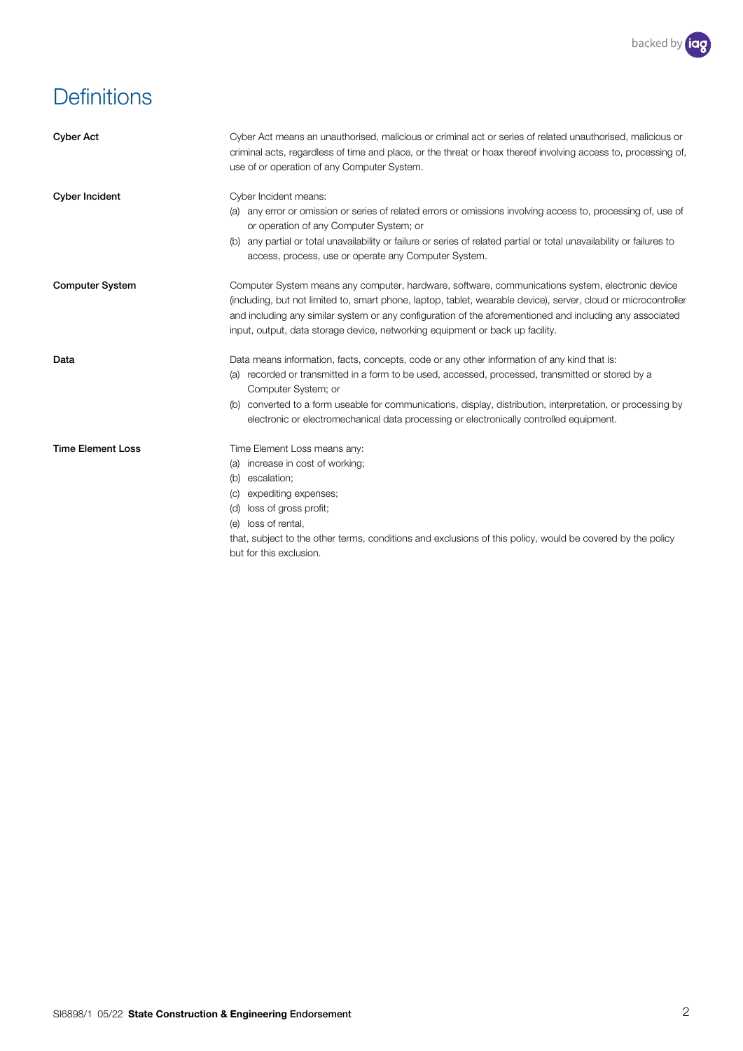# Definitions

| | |
|---|---|
| **Cyber Act** | Cyber Act means an unauthorised, malicious or criminal act or series of related unauthorised, malicious or criminal acts, regardless of time and place, or the threat or hoax thereof involving access to, processing of, use of or operation of any Computer System. |
| **Cyber Incident** | Cyber Incident means:<br>(a) any error or omission or series of related errors or omissions involving access to, processing of, use of or operation of any Computer System; or<br>(b) any partial or total unavailability or failure or series of related partial or total unavailability or failures to access, process, use or operate any Computer System. |
| **Computer System** | Computer System means any computer, hardware, software, communications system, electronic device (including, but not limited to, smart phone, laptop, tablet, wearable device), server, cloud or microcontroller and including any similar system or any configuration of the aforementioned and including any associated input, output, data storage device, networking equipment or back up facility. |
| **Data** | Data means information, facts, concepts, code or any other information of any kind that is:<br>(a) recorded or transmitted in a form to be used, accessed, processed, transmitted or stored by a Computer System; or<br>(b) converted to a form useable for communications, display, distribution, interpretation, or processing by electronic or electromechanical data processing or electronically controlled equipment. |
| **Time Element Loss** | Time Element Loss means any:<br>(a) increase in cost of working;<br>(b) escalation;<br>(c) expediting expenses;<br>(d) loss of gross profit;<br>(e) loss of rental,<br>that, subject to the other terms, conditions and exclusions of this policy, would be covered by the policy but for this exclusion. |